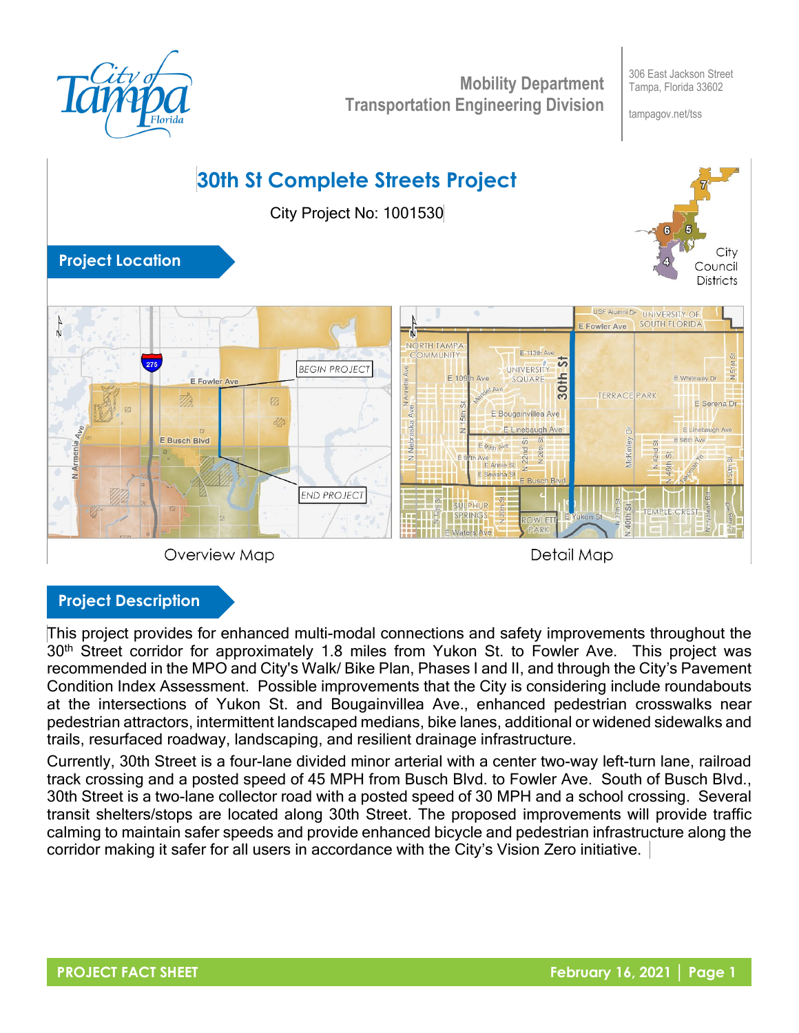City of Tampa Florida

**Mobility Department**
**Transportation Engineering Division**

306 East Jackson Street
Tampa, Florida 33602

tampagov.net/tss

# 30th St Complete Streets Project

City Project No: 1001530

## Project Location

Overview Map

Detail Map

## Project Description

This project provides for enhanced multi-modal connections and safety improvements throughout the 30th Street corridor for approximately 1.8 miles from Yukon St. to Fowler Ave. This project was recommended in the MPO and City's Walk/ Bike Plan, Phases I and II, and through the City's Pavement Condition Index Assessment. Possible improvements that the City is considering include roundabouts at the intersections of Yukon St. and Bougainvillea Ave., enhanced pedestrian crosswalks near pedestrian attractors, intermittent landscaped medians, bike lanes, additional or widened sidewalks and trails, resurfaced roadway, landscaping, and resilient drainage infrastructure.

Currently, 30th Street is a four-lane divided minor arterial with a center two-way left-turn lane, railroad track crossing and a posted speed of 45 MPH from Busch Blvd. to Fowler Ave. South of Busch Blvd., 30th Street is a two-lane collector road with a posted speed of 30 MPH and a school crossing. Several transit shelters/stops are located along 30th Street. The proposed improvements will provide traffic calming to maintain safer speeds and provide enhanced bicycle and pedestrian infrastructure along the corridor making it safer for all users in accordance with the City's Vision Zero initiative.

**PROJECT FACT SHEET** **February 16, 2021**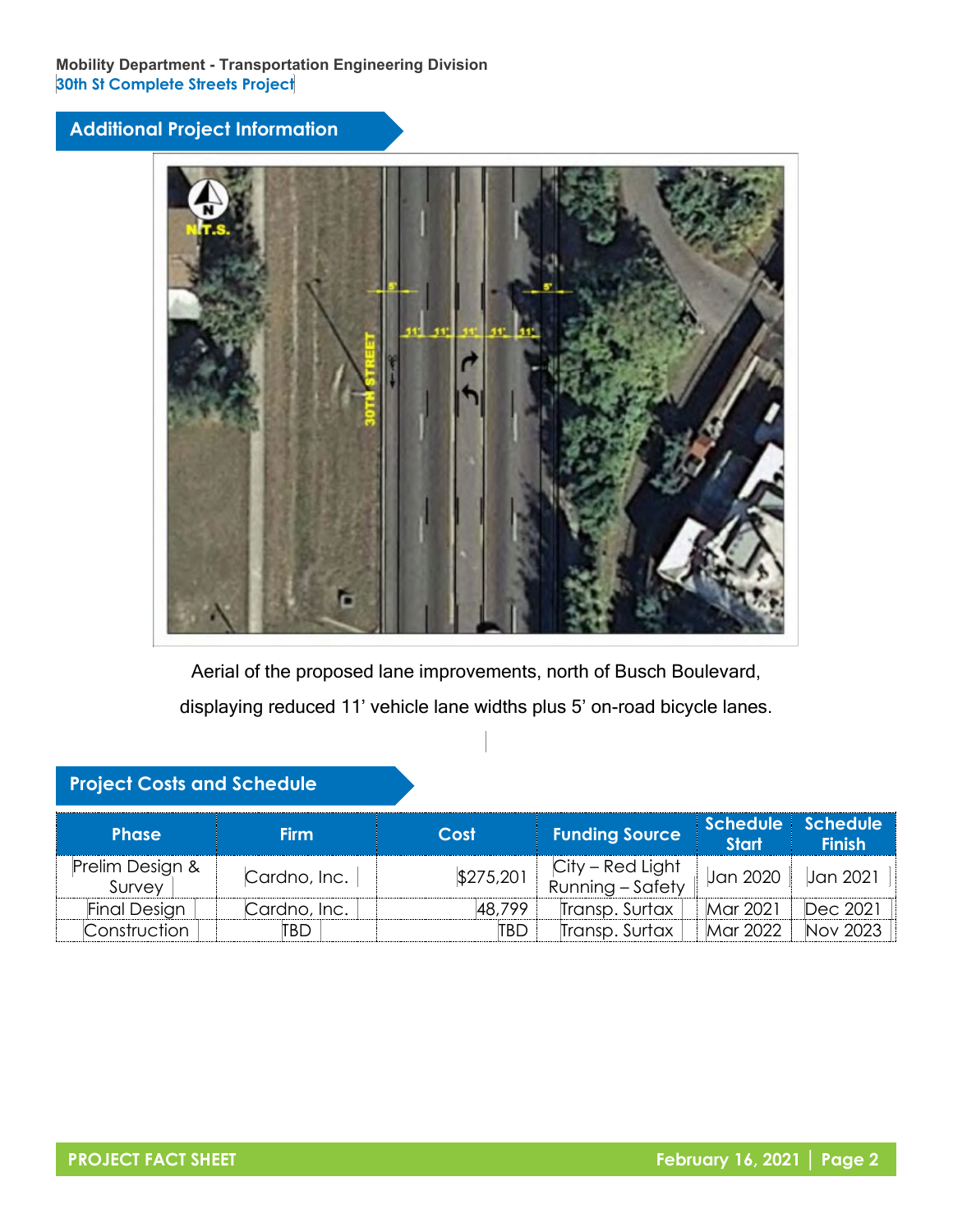Mobility Department - Transportation Engineering Division
30th St Complete Streets Project

## Additional Project Information

Aerial of the proposed lane improvements, north of Busch Boulevard, displaying reduced 11' vehicle lane widths plus 5' on-road bicycle lanes.

## Project Costs and Schedule

| Phase | Firm | Cost | Funding Source | Schedule Start | Schedule Finish |
|---|---|---|---|---|---|
| Prelim Design & Survey | Cardno, Inc. | $275,201 | City – Red Light Running – Safety | Jan 2020 | Jan 2021 |
| Final Design | Cardno, Inc. | 48,799 | Transp. Surtax | Mar 2021 | Dec 2021 |
| Construction | TBD | TBD | Transp. Surtax | Mar 2022 | Nov 2023 |

PROJECT FACT SHEET — February 16, 2021